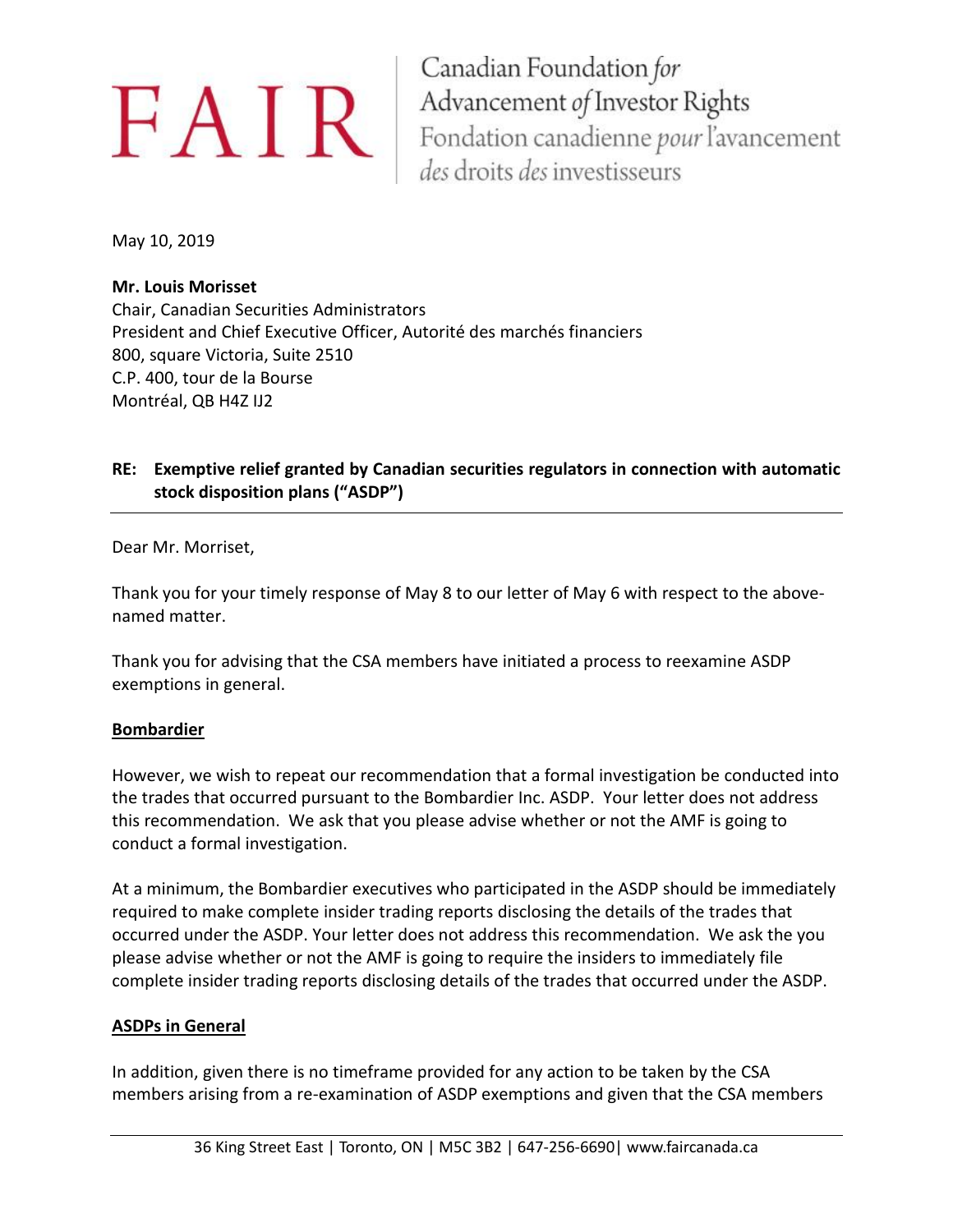FAIR

Canadian Foundation *for* Advancement *of* Investor Rights
Fondation canadienne *pour* l'avancement *des* droits *des* investisseurs

May 10, 2019

**Mr. Louis Morisset**
Chair, Canadian Securities Administrators
President and Chief Executive Officer, Autorité des marchés financiers
800, square Victoria, Suite 2510
C.P. 400, tour de la Bourse
Montréal, QB H4Z IJ2

**RE: Exemptive relief granted by Canadian securities regulators in connection with automatic stock disposition plans ("ASDP")**

---

Dear Mr. Morriset,

Thank you for your timely response of May 8 to our letter of May 6 with respect to the above-named matter.

Thank you for advising that the CSA members have initiated a process to reexamine ASDP exemptions in general.

**<u>Bombardier</u>**

However, we wish to repeat our recommendation that a formal investigation be conducted into the trades that occurred pursuant to the Bombardier Inc. ASDP. Your letter does not address this recommendation. We ask that you please advise whether or not the AMF is going to conduct a formal investigation.

At a minimum, the Bombardier executives who participated in the ASDP should be immediately required to make complete insider trading reports disclosing the details of the trades that occurred under the ASDP. Your letter does not address this recommendation. We ask the you please advise whether or not the AMF is going to require the insiders to immediately file complete insider trading reports disclosing details of the trades that occurred under the ASDP.

**<u>ASDPs in General</u>**

In addition, given there is no timeframe provided for any action to be taken by the CSA members arising from a re-examination of ASDP exemptions and given that the CSA members

36 King Street East | Toronto, ON | M5C 3B2 | 647-256-6690| www.faircanada.ca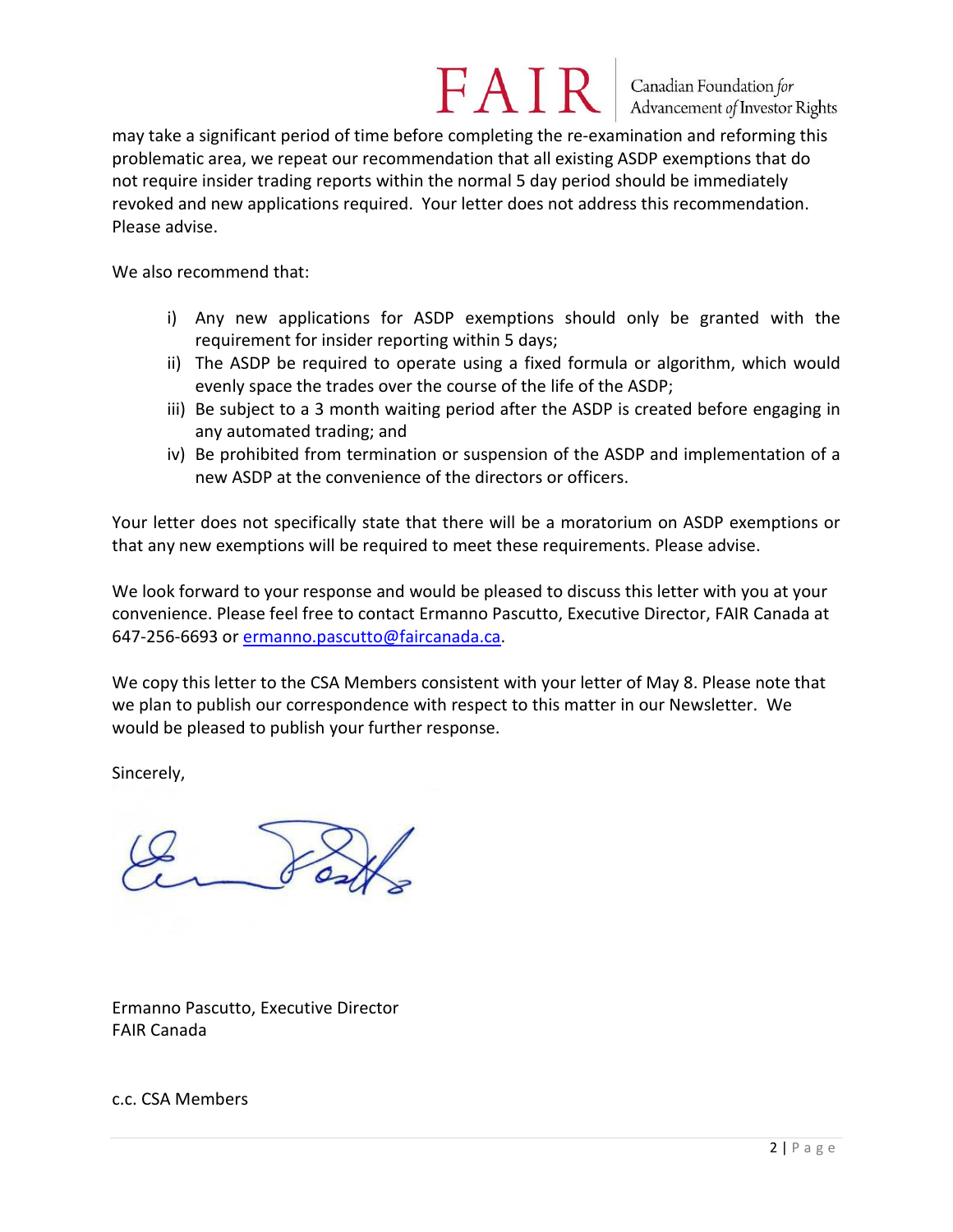may take a significant period of time before completing the re-examination and reforming this problematic area, we repeat our recommendation that all existing ASDP exemptions that do not require insider trading reports within the normal 5 day period should be immediately revoked and new applications required. Your letter does not address this recommendation. Please advise.

We also recommend that:

i) Any new applications for ASDP exemptions should only be granted with the requirement for insider reporting within 5 days;
ii) The ASDP be required to operate using a fixed formula or algorithm, which would evenly space the trades over the course of the life of the ASDP;
iii) Be subject to a 3 month waiting period after the ASDP is created before engaging in any automated trading; and
iv) Be prohibited from termination or suspension of the ASDP and implementation of a new ASDP at the convenience of the directors or officers.

Your letter does not specifically state that there will be a moratorium on ASDP exemptions or that any new exemptions will be required to meet these requirements. Please advise.

We look forward to your response and would be pleased to discuss this letter with you at your convenience. Please feel free to contact Ermanno Pascutto, Executive Director, FAIR Canada at 647-256-6693 or ermanno.pascutto@faircanada.ca.

We copy this letter to the CSA Members consistent with your letter of May 8. Please note that we plan to publish our correspondence with respect to this matter in our Newsletter. We would be pleased to publish your further response.

Sincerely,

Ermanno Pascutto, Executive Director
FAIR Canada

c.c. CSA Members